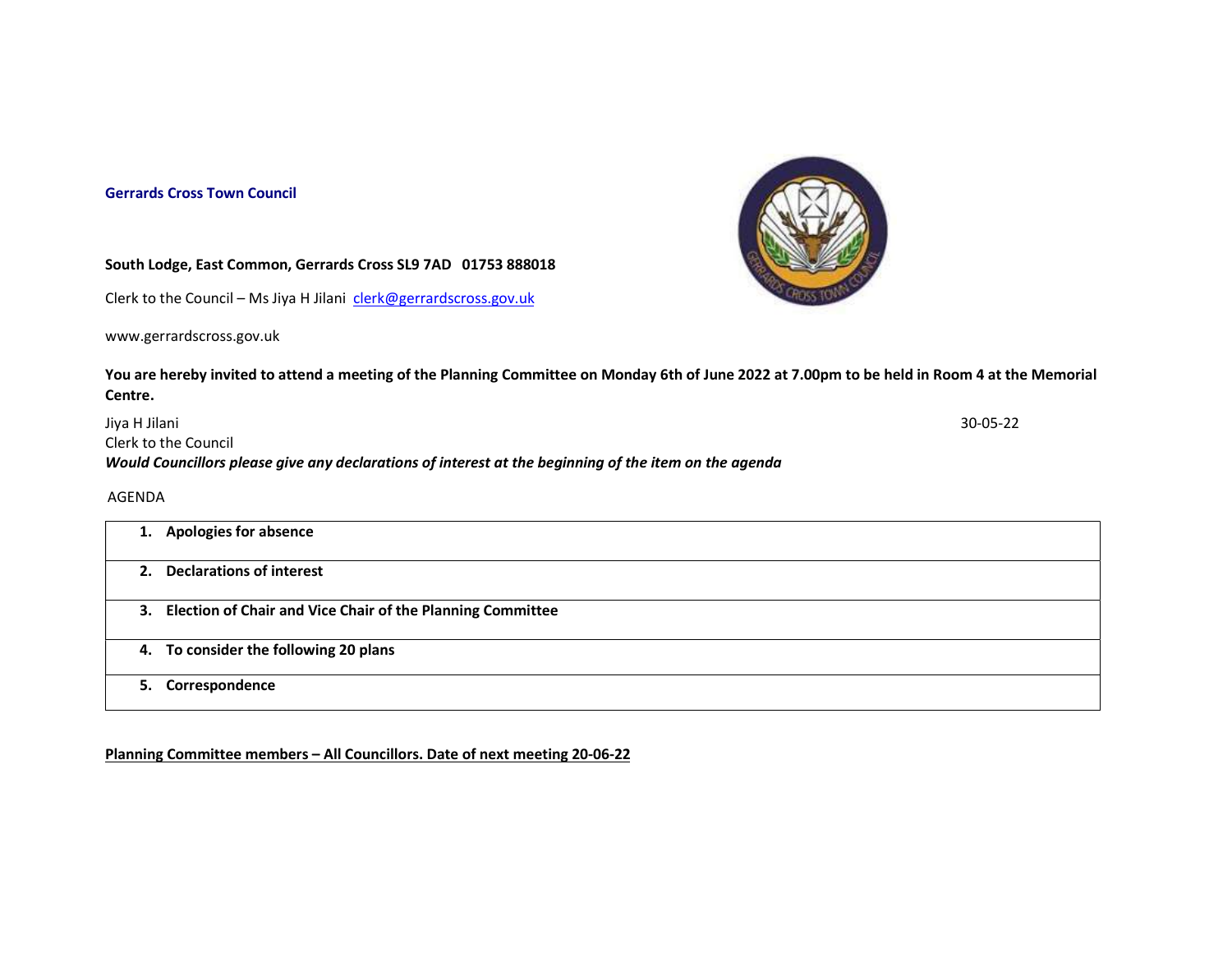**Gerrards Cross Town Council**

**South Lodge, East Common, Gerrards Cross SL9 7AD 01753 888018**

Clerk to the Council – Ms Jiya H Jilani clerk@gerrardscross.gov.uk

www.gerrardscross.gov.uk

**You are hereby invited to attend a meeting of the Planning Committee on Monday 6th of June 2022 at 7.00pm to be held in Room 4 at the Memorial Centre.**

Jiya H Jilani 30-05-22

Clerk to the Council

***Would Councillors please give any declarations of interest at the beginning of the item on the agenda***

AGENDA

| |
|---|
| **1. Apologies for absence** |
| **2. Declarations of interest** |
| **3. Election of Chair and Vice Chair of the Planning Committee** |
| **4. To consider the following 20 plans** |
| **5. Correspondence** |

**Planning Committee members – All Councillors. Date of next meeting 20-06-22**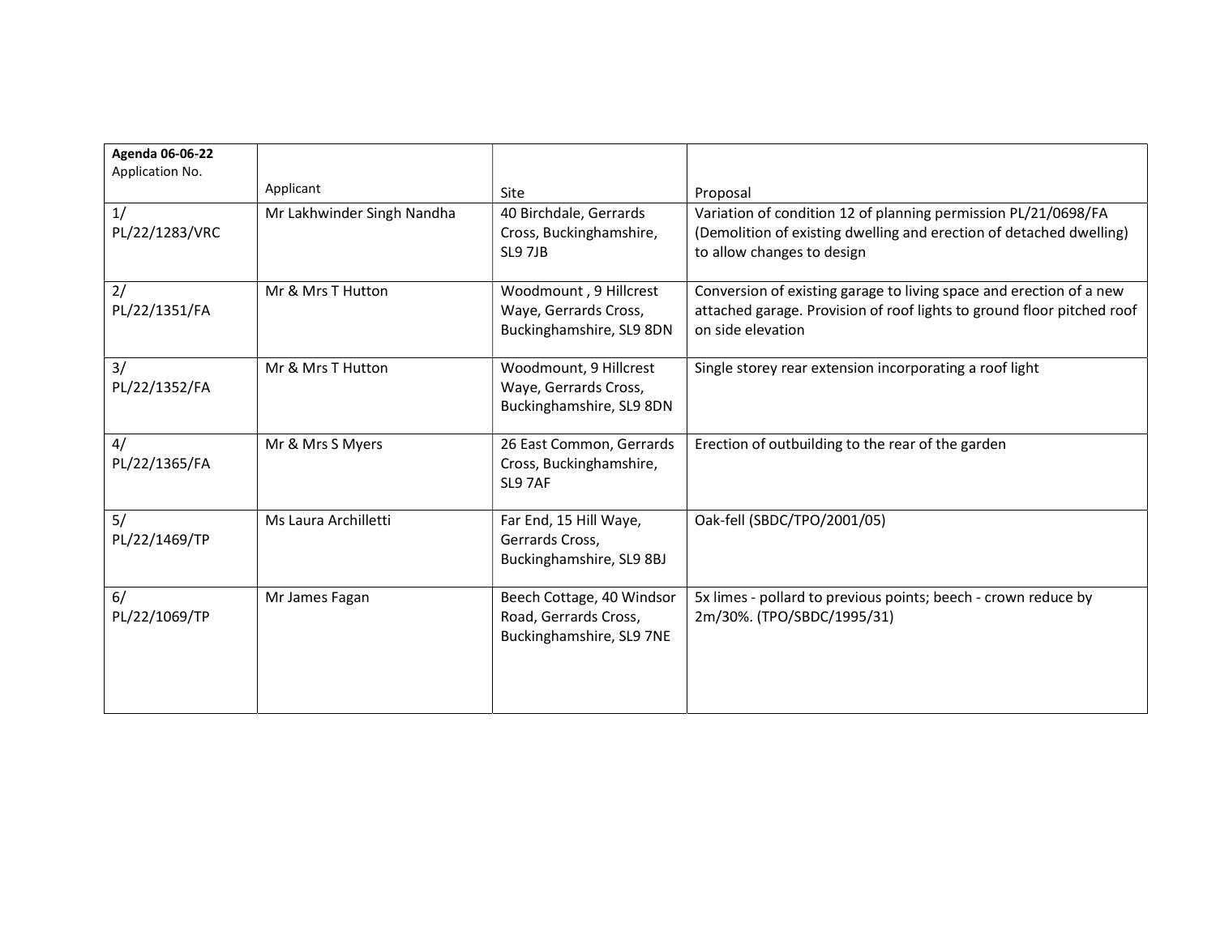| **Agenda 06-06-22**<br>Application No. | Applicant | Site | Proposal |
|---|---|---|---|
| 1/<br>PL/22/1283/VRC | Mr Lakhwinder Singh Nandha | 40 Birchdale, Gerrards Cross, Buckinghamshire, SL9 7JB | Variation of condition 12 of planning permission PL/21/0698/FA (Demolition of existing dwelling and erection of detached dwelling) to allow changes to design |
| 2/<br>PL/22/1351/FA | Mr & Mrs T Hutton | Woodmount , 9 Hillcrest Waye, Gerrards Cross, Buckinghamshire, SL9 8DN | Conversion of existing garage to living space and erection of a new attached garage. Provision of roof lights to ground floor pitched roof on side elevation |
| 3/<br>PL/22/1352/FA | Mr & Mrs T Hutton | Woodmount, 9 Hillcrest Waye, Gerrards Cross, Buckinghamshire, SL9 8DN | Single storey rear extension incorporating a roof light |
| 4/<br>PL/22/1365/FA | Mr & Mrs S Myers | 26 East Common, Gerrards Cross, Buckinghamshire, SL9 7AF | Erection of outbuilding to the rear of the garden |
| 5/<br>PL/22/1469/TP | Ms Laura Archilletti | Far End, 15 Hill Waye, Gerrards Cross, Buckinghamshire, SL9 8BJ | Oak-fell (SBDC/TPO/2001/05) |
| 6/<br>PL/22/1069/TP | Mr James Fagan | Beech Cottage, 40 Windsor Road, Gerrards Cross, Buckinghamshire, SL9 7NE | 5x limes - pollard to previous points; beech - crown reduce by 2m/30%. (TPO/SBDC/1995/31) |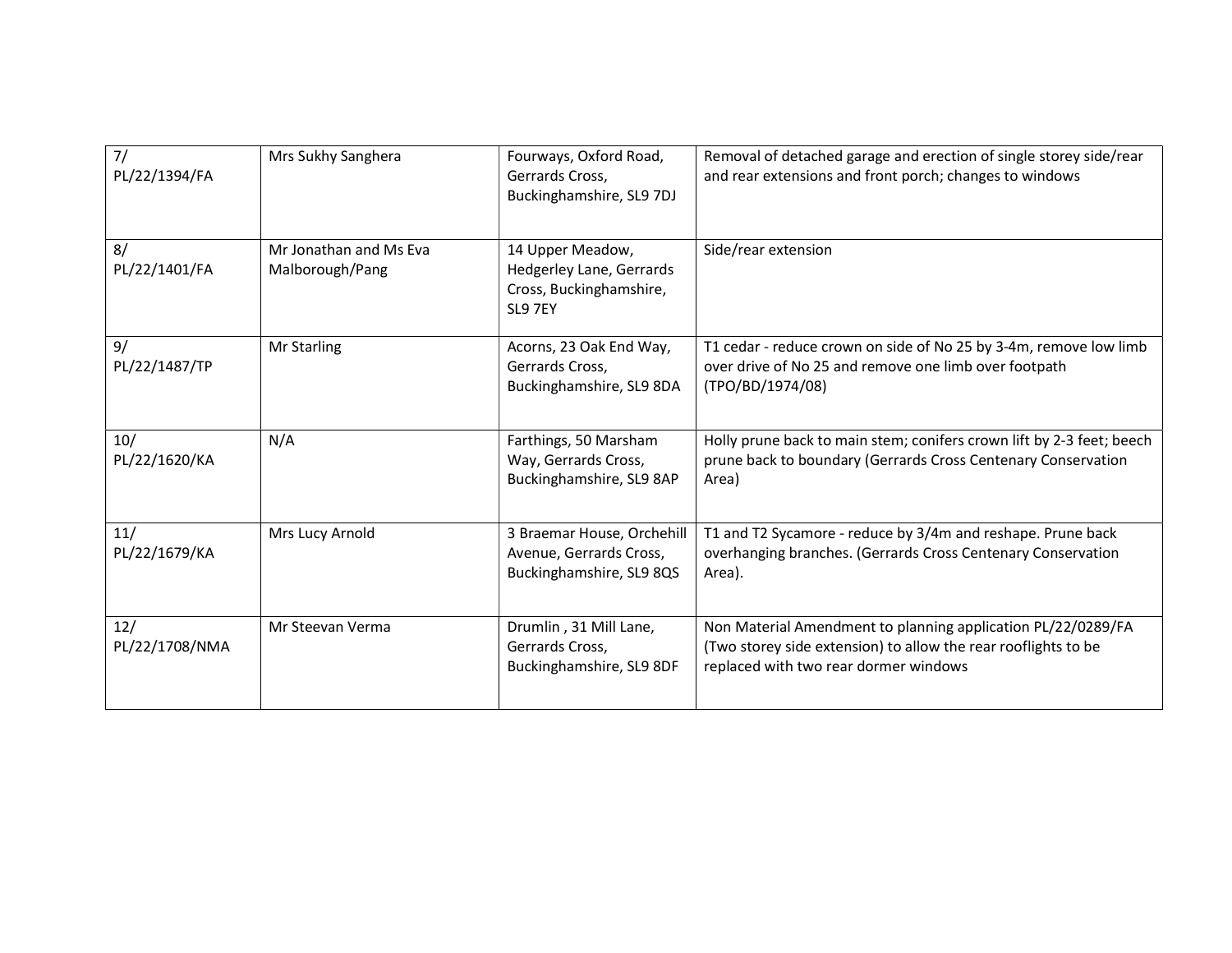| | | | |
|---|---|---|---|
| 7/ PL/22/1394/FA | Mrs Sukhy Sanghera | Fourways, Oxford Road, Gerrards Cross, Buckinghamshire, SL9 7DJ | Removal of detached garage and erection of single storey side/rear and rear extensions and front porch; changes to windows |
| 8/ PL/22/1401/FA | Mr Jonathan and Ms Eva Malborough/Pang | 14 Upper Meadow, Hedgerley Lane, Gerrards Cross, Buckinghamshire, SL9 7EY | Side/rear extension |
| 9/ PL/22/1487/TP | Mr Starling | Acorns, 23 Oak End Way, Gerrards Cross, Buckinghamshire, SL9 8DA | T1 cedar - reduce crown on side of No 25 by 3-4m, remove low limb over drive of No 25 and remove one limb over footpath (TPO/BD/1974/08) |
| 10/ PL/22/1620/KA | N/A | Farthings, 50 Marsham Way, Gerrards Cross, Buckinghamshire, SL9 8AP | Holly prune back to main stem; conifers crown lift by 2-3 feet; beech prune back to boundary (Gerrards Cross Centenary Conservation Area) |
| 11/ PL/22/1679/KA | Mrs Lucy Arnold | 3 Braemar House, Orchehill Avenue, Gerrards Cross, Buckinghamshire, SL9 8QS | T1 and T2 Sycamore - reduce by 3/4m and reshape. Prune back overhanging branches. (Gerrards Cross Centenary Conservation Area). |
| 12/ PL/22/1708/NMA | Mr Steevan Verma | Drumlin , 31 Mill Lane, Gerrards Cross, Buckinghamshire, SL9 8DF | Non Material Amendment to planning application PL/22/0289/FA (Two storey side extension) to allow the rear rooflights to be replaced with two rear dormer windows |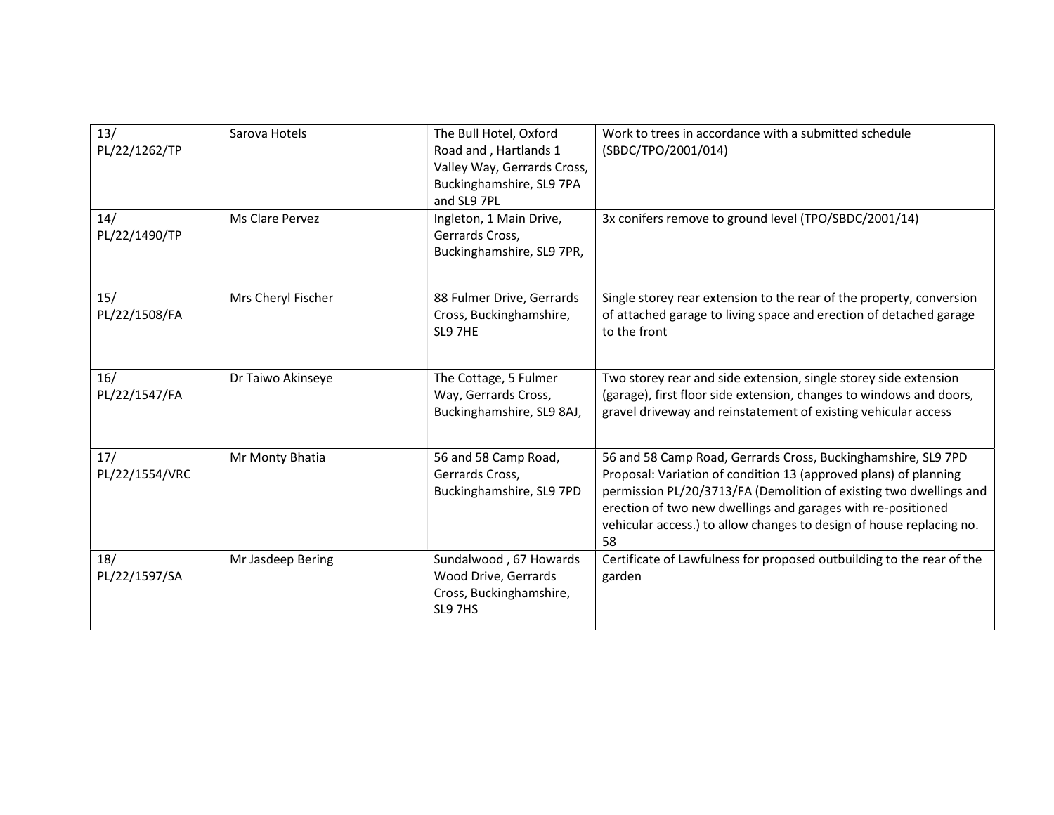| | | | |
|---|---|---|---|
| 13/ PL/22/1262/TP | Sarova Hotels | The Bull Hotel, Oxford Road and , Hartlands 1 Valley Way, Gerrards Cross, Buckinghamshire, SL9 7PA and SL9 7PL | Work to trees in accordance with a submitted schedule (SBDC/TPO/2001/014) |
| 14/ PL/22/1490/TP | Ms Clare Pervez | Ingleton, 1 Main Drive, Gerrards Cross, Buckinghamshire, SL9 7PR, | 3x conifers remove to ground level (TPO/SBDC/2001/14) |
| 15/ PL/22/1508/FA | Mrs Cheryl Fischer | 88 Fulmer Drive, Gerrards Cross, Buckinghamshire, SL9 7HE | Single storey rear extension to the rear of the property, conversion of attached garage to living space and erection of detached garage to the front |
| 16/ PL/22/1547/FA | Dr Taiwo Akinseye | The Cottage, 5 Fulmer Way, Gerrards Cross, Buckinghamshire, SL9 8AJ, | Two storey rear and side extension, single storey side extension (garage), first floor side extension, changes to windows and doors, gravel driveway and reinstatement of existing vehicular access |
| 17/ PL/22/1554/VRC | Mr Monty Bhatia | 56 and 58 Camp Road, Gerrards Cross, Buckinghamshire, SL9 7PD | 56 and 58 Camp Road, Gerrards Cross, Buckinghamshire, SL9 7PD Proposal: Variation of condition 13 (approved plans) of planning permission PL/20/3713/FA (Demolition of existing two dwellings and erection of two new dwellings and garages with re-positioned vehicular access.) to allow changes to design of house replacing no. 58 |
| 18/ PL/22/1597/SA | Mr Jasdeep Bering | Sundalwood , 67 Howards Wood Drive, Gerrards Cross, Buckinghamshire, SL9 7HS | Certificate of Lawfulness for proposed outbuilding to the rear of the garden |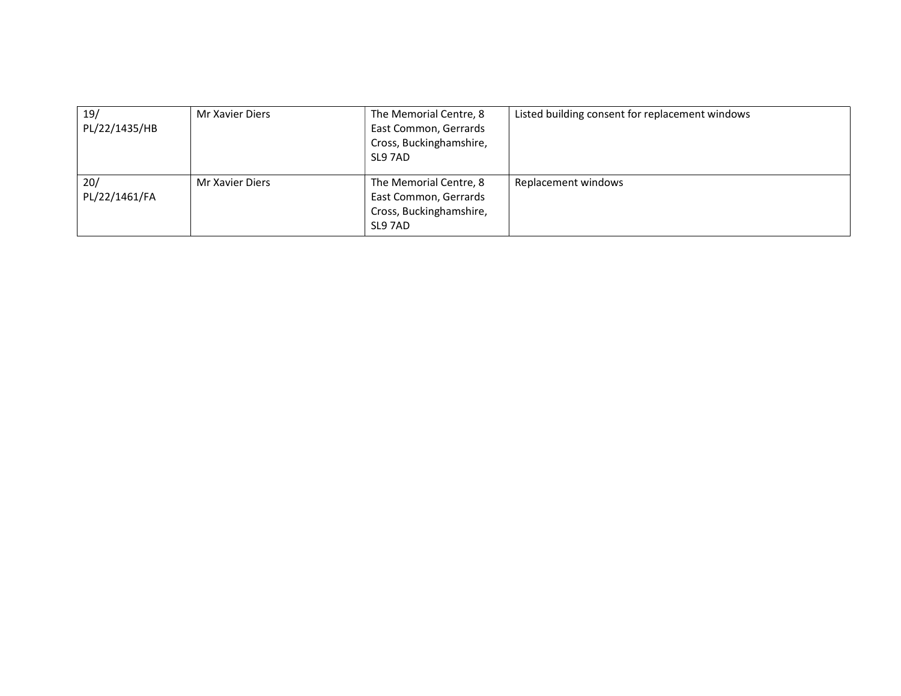| | | | |
|---|---|---|---|
| 19/ PL/22/1435/HB | Mr Xavier Diers | The Memorial Centre, 8 East Common, Gerrards Cross, Buckinghamshire, SL9 7AD | Listed building consent for replacement windows |
| 20/ PL/22/1461/FA | Mr Xavier Diers | The Memorial Centre, 8 East Common, Gerrards Cross, Buckinghamshire, SL9 7AD | Replacement windows |